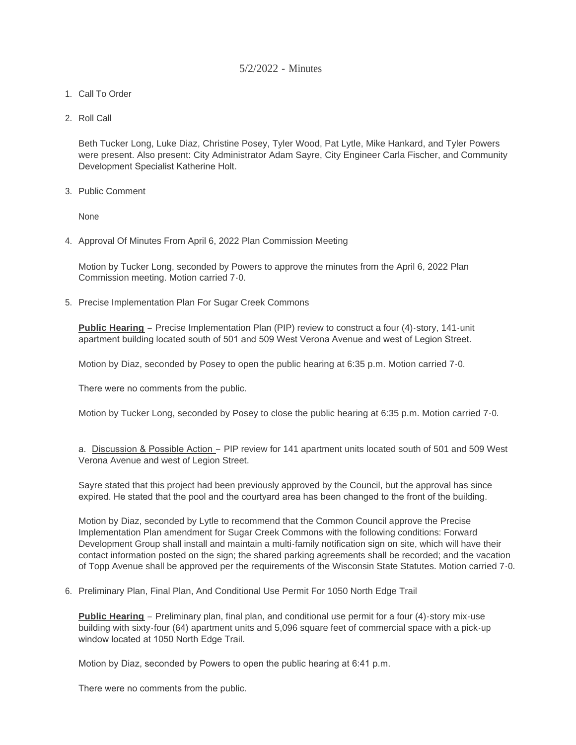# 5/2/2022 - Minutes

1. Call To Order

2. Roll Call

   Beth Tucker Long, Luke Diaz, Christine Posey, Tyler Wood, Pat Lytle, Mike Hankard, and Tyler Powers were present. Also present: City Administrator Adam Sayre, City Engineer Carla Fischer, and Community Development Specialist Katherine Holt.

3. Public Comment

   None

4. Approval Of Minutes From April 6, 2022 Plan Commission Meeting

   Motion by Tucker Long, seconded by Powers to approve the minutes from the April 6, 2022 Plan Commission meeting. Motion carried 7-0.

5. Precise Implementation Plan For Sugar Creek Commons

   **Public Hearing** – Precise Implementation Plan (PIP) review to construct a four (4)-story, 141-unit apartment building located south of 501 and 509 West Verona Avenue and west of Legion Street.

   Motion by Diaz, seconded by Posey to open the public hearing at 6:35 p.m. Motion carried 7-0.

   There were no comments from the public.

   Motion by Tucker Long, seconded by Posey to close the public hearing at 6:35 p.m. Motion carried 7-0.

   a. Discussion & Possible Action – PIP review for 141 apartment units located south of 501 and 509 West Verona Avenue and west of Legion Street.

   Sayre stated that this project had been previously approved by the Council, but the approval has since expired. He stated that the pool and the courtyard area has been changed to the front of the building.

   Motion by Diaz, seconded by Lytle to recommend that the Common Council approve the Precise Implementation Plan amendment for Sugar Creek Commons with the following conditions: Forward Development Group shall install and maintain a multi-family notification sign on site, which will have their contact information posted on the sign; the shared parking agreements shall be recorded; and the vacation of Topp Avenue shall be approved per the requirements of the Wisconsin State Statutes. Motion carried 7-0.

6. Preliminary Plan, Final Plan, And Conditional Use Permit For 1050 North Edge Trail

   **Public Hearing** – Preliminary plan, final plan, and conditional use permit for a four (4)-story mix-use building with sixty-four (64) apartment units and 5,096 square feet of commercial space with a pick-up window located at 1050 North Edge Trail.

   Motion by Diaz, seconded by Powers to open the public hearing at 6:41 p.m.

   There were no comments from the public.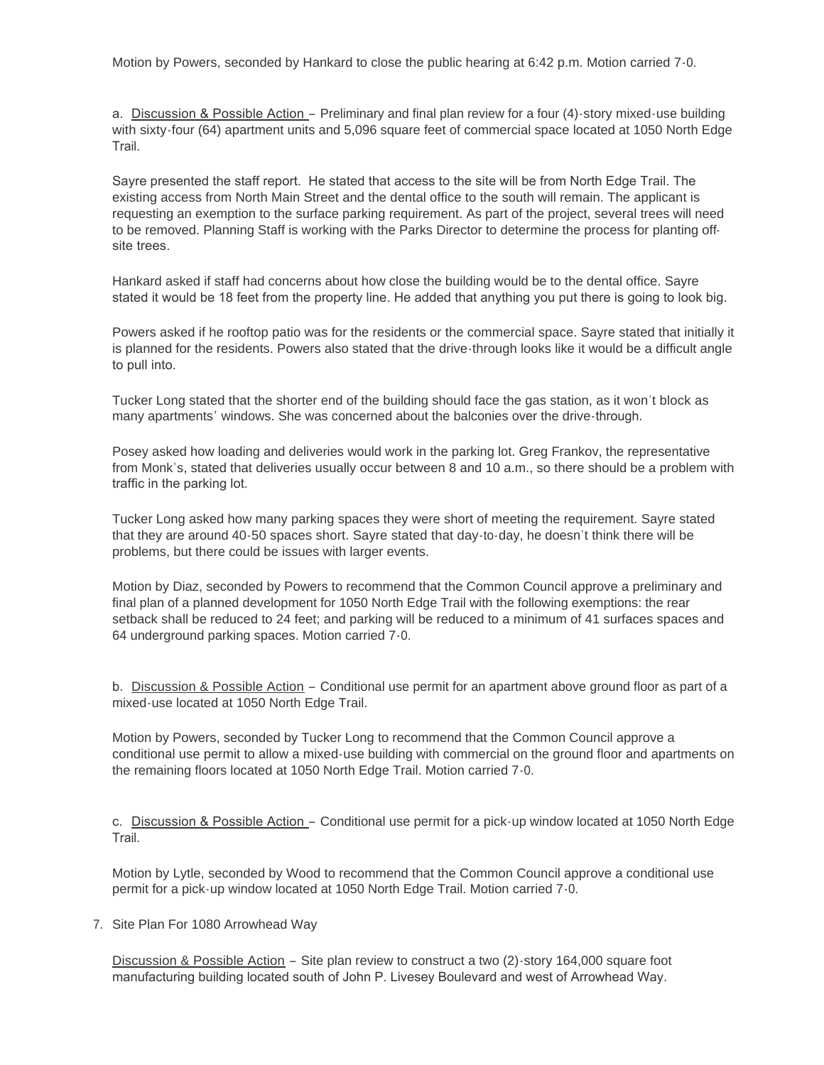Motion by Powers, seconded by Hankard to close the public hearing at 6:42 p.m. Motion carried 7-0.

a. Discussion & Possible Action – Preliminary and final plan review for a four (4)-story mixed-use building with sixty-four (64) apartment units and 5,096 square feet of commercial space located at 1050 North Edge Trail.

Sayre presented the staff report. He stated that access to the site will be from North Edge Trail. The existing access from North Main Street and the dental office to the south will remain. The applicant is requesting an exemption to the surface parking requirement. As part of the project, several trees will need to be removed. Planning Staff is working with the Parks Director to determine the process for planting off-site trees.

Hankard asked if staff had concerns about how close the building would be to the dental office. Sayre stated it would be 18 feet from the property line. He added that anything you put there is going to look big.

Powers asked if he rooftop patio was for the residents or the commercial space. Sayre stated that initially it is planned for the residents. Powers also stated that the drive-through looks like it would be a difficult angle to pull into.

Tucker Long stated that the shorter end of the building should face the gas station, as it won't block as many apartments' windows. She was concerned about the balconies over the drive-through.

Posey asked how loading and deliveries would work in the parking lot. Greg Frankov, the representative from Monk's, stated that deliveries usually occur between 8 and 10 a.m., so there should be a problem with traffic in the parking lot.

Tucker Long asked how many parking spaces they were short of meeting the requirement. Sayre stated that they are around 40-50 spaces short. Sayre stated that day-to-day, he doesn't think there will be problems, but there could be issues with larger events.

Motion by Diaz, seconded by Powers to recommend that the Common Council approve a preliminary and final plan of a planned development for 1050 North Edge Trail with the following exemptions: the rear setback shall be reduced to 24 feet; and parking will be reduced to a minimum of 41 surfaces spaces and 64 underground parking spaces. Motion carried 7-0.

b. Discussion & Possible Action – Conditional use permit for an apartment above ground floor as part of a mixed-use located at 1050 North Edge Trail.

Motion by Powers, seconded by Tucker Long to recommend that the Common Council approve a conditional use permit to allow a mixed-use building with commercial on the ground floor and apartments on the remaining floors located at 1050 North Edge Trail. Motion carried 7-0.

c. Discussion & Possible Action – Conditional use permit for a pick-up window located at 1050 North Edge Trail.

Motion by Lytle, seconded by Wood to recommend that the Common Council approve a conditional use permit for a pick-up window located at 1050 North Edge Trail. Motion carried 7-0.

7. Site Plan For 1080 Arrowhead Way

Discussion & Possible Action – Site plan review to construct a two (2)-story 164,000 square foot manufacturing building located south of John P. Livesey Boulevard and west of Arrowhead Way.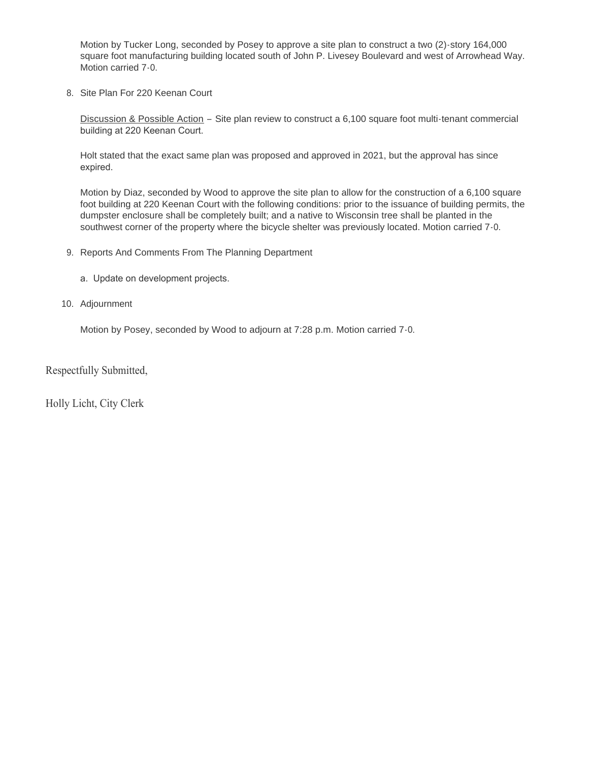Motion by Tucker Long, seconded by Posey to approve a site plan to construct a two (2)-story 164,000 square foot manufacturing building located south of John P. Livesey Boulevard and west of Arrowhead Way. Motion carried 7-0.

8. Site Plan For 220 Keenan Court

   Discussion & Possible Action – Site plan review to construct a 6,100 square foot multi-tenant commercial building at 220 Keenan Court.

   Holt stated that the exact same plan was proposed and approved in 2021, but the approval has since expired.

   Motion by Diaz, seconded by Wood to approve the site plan to allow for the construction of a 6,100 square foot building at 220 Keenan Court with the following conditions: prior to the issuance of building permits, the dumpster enclosure shall be completely built; and a native to Wisconsin tree shall be planted in the southwest corner of the property where the bicycle shelter was previously located. Motion carried 7-0.

9. Reports And Comments From The Planning Department

   a. Update on development projects.

10. Adjournment

    Motion by Posey, seconded by Wood to adjourn at 7:28 p.m. Motion carried 7-0.

Respectfully Submitted,

Holly Licht, City Clerk